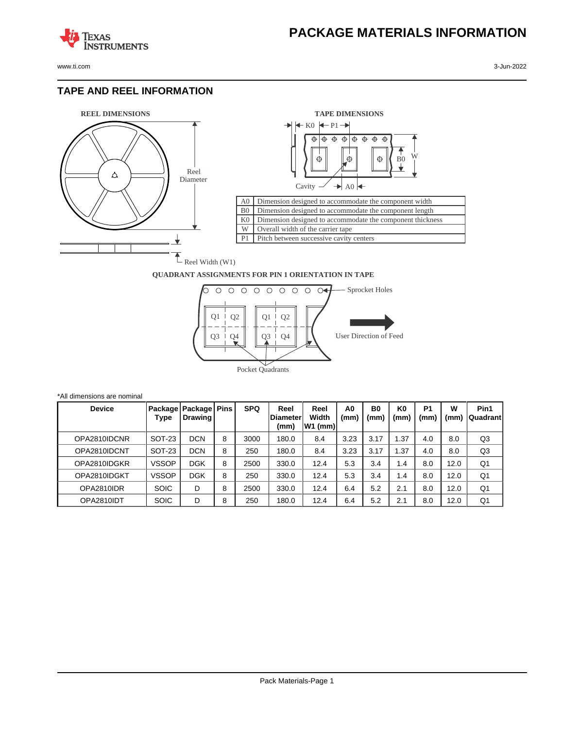# PACKAGE MATERIALS INFORMATION

## TAPE AND REEL INFORMATION

**REEL DIMENSIONS**

**TAPE DIMENSIONS**

| | |
|---|---|
| A0 | Dimension designed to accommodate the component width |
| B0 | Dimension designed to accommodate the component length |
| K0 | Dimension designed to accommodate the component thickness |
| W | Overall width of the carrier tape |
| P1 | Pitch between successive cavity centers |

**QUADRANT ASSIGNMENTS FOR PIN 1 ORIENTATION IN TAPE**

*All dimensions are nominal

| Device | Package Type | Package Drawing | Pins | SPQ | Reel Diameter (mm) | Reel Width W1 (mm) | A0 (mm) | B0 (mm) | K0 (mm) | P1 (mm) | W (mm) | Pin1 Quadrant |
|---|---|---|---|---|---|---|---|---|---|---|---|---|
| OPA2810IDCNR | SOT-23 | DCN | 8 | 3000 | 180.0 | 8.4 | 3.23 | 3.17 | 1.37 | 4.0 | 8.0 | Q3 |
| OPA2810IDCNT | SOT-23 | DCN | 8 | 250 | 180.0 | 8.4 | 3.23 | 3.17 | 1.37 | 4.0 | 8.0 | Q3 |
| OPA2810IDGKR | VSSOP | DGK | 8 | 2500 | 330.0 | 12.4 | 5.3 | 3.4 | 1.4 | 8.0 | 12.0 | Q1 |
| OPA2810IDGKT | VSSOP | DGK | 8 | 250 | 330.0 | 12.4 | 5.3 | 3.4 | 1.4 | 8.0 | 12.0 | Q1 |
| OPA2810IDR | SOIC | D | 8 | 2500 | 330.0 | 12.4 | 6.4 | 5.2 | 2.1 | 8.0 | 12.0 | Q1 |
| OPA2810IDT | SOIC | D | 8 | 250 | 180.0 | 12.4 | 6.4 | 5.2 | 2.1 | 8.0 | 12.0 | Q1 |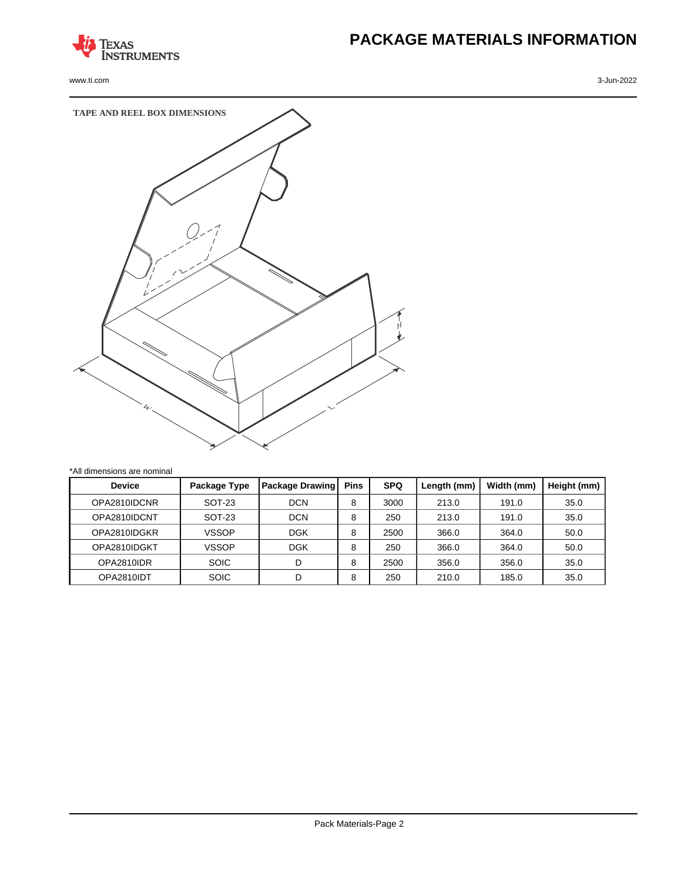# PACKAGE MATERIALS INFORMATION

**TAPE AND REEL BOX DIMENSIONS**

H

W

L

*All dimensions are nominal

| Device | Package Type | Package Drawing | Pins | SPQ | Length (mm) | Width (mm) | Height (mm) |
|---|---|---|---|---|---|---|---|
| OPA2810IDCNR | SOT-23 | DCN | 8 | 3000 | 213.0 | 191.0 | 35.0 |
| OPA2810IDCNT | SOT-23 | DCN | 8 | 250 | 213.0 | 191.0 | 35.0 |
| OPA2810IDGKR | VSSOP | DGK | 8 | 2500 | 366.0 | 364.0 | 50.0 |
| OPA2810IDGKT | VSSOP | DGK | 8 | 250 | 366.0 | 364.0 | 50.0 |
| OPA2810IDR | SOIC | D | 8 | 2500 | 356.0 | 356.0 | 35.0 |
| OPA2810IDT | SOIC | D | 8 | 250 | 210.0 | 185.0 | 35.0 |